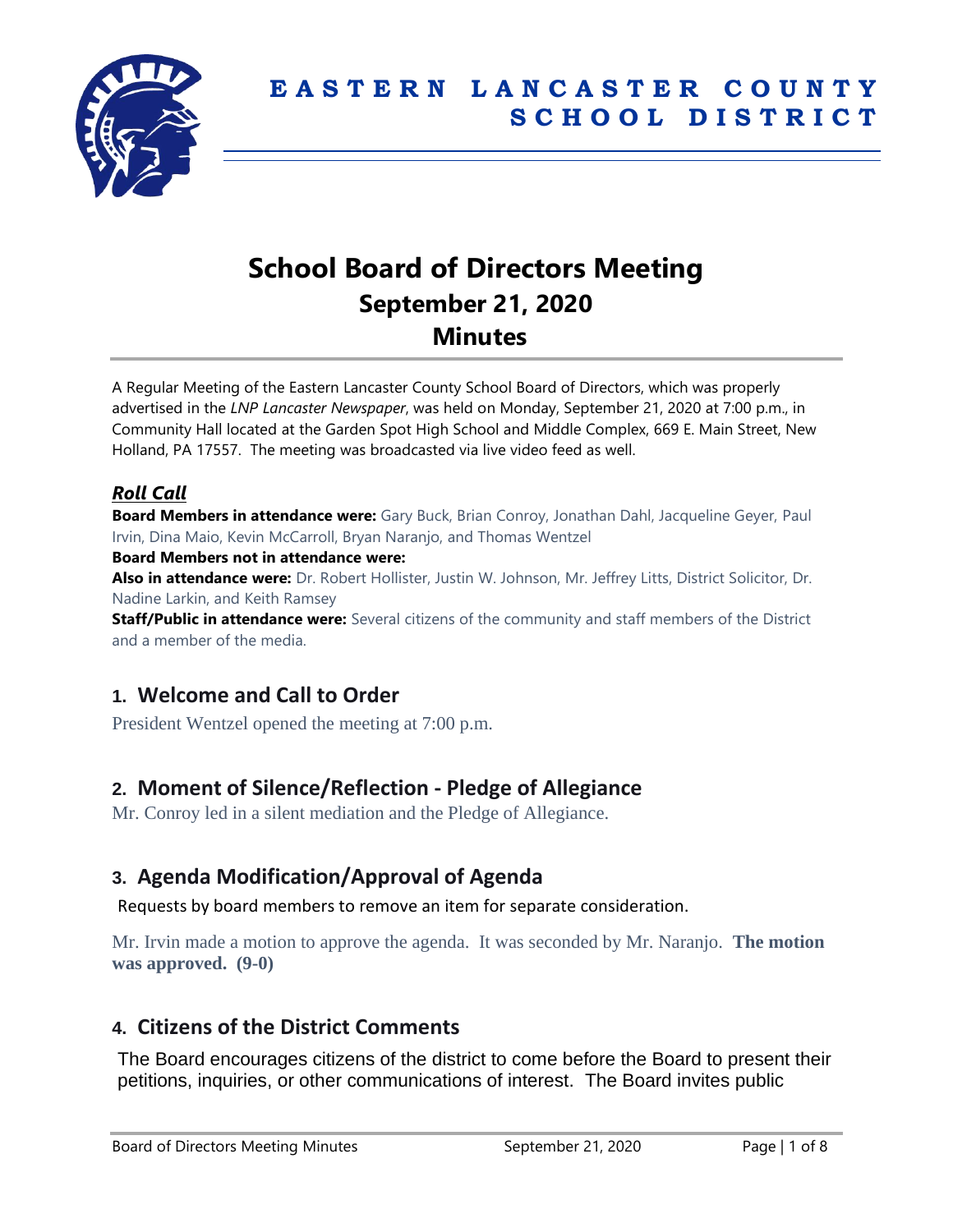# EASTERN LANCASTER COUNTY SCHOOL DISTRICT

# School Board of Directors Meeting
## September 21, 2020
## Minutes

A Regular Meeting of the Eastern Lancaster County School Board of Directors, which was properly advertised in the *LNP Lancaster Newspaper*, was held on Monday, September 21, 2020 at 7:00 p.m., in Community Hall located at the Garden Spot High School and Middle Complex, 669 E. Main Street, New Holland, PA 17557. The meeting was broadcasted via live video feed as well.

### *Roll Call*

**Board Members in attendance were:** Gary Buck, Brian Conroy, Jonathan Dahl, Jacqueline Geyer, Paul Irvin, Dina Maio, Kevin McCarroll, Bryan Naranjo, and Thomas Wentzel

**Board Members not in attendance were:**

**Also in attendance were:** Dr. Robert Hollister, Justin W. Johnson, Mr. Jeffrey Litts, District Solicitor, Dr. Nadine Larkin, and Keith Ramsey

**Staff/Public in attendance were:** Several citizens of the community and staff members of the District and a member of the media.

## 1. Welcome and Call to Order

President Wentzel opened the meeting at 7:00 p.m.

## 2. Moment of Silence/Reflection - Pledge of Allegiance

Mr. Conroy led in a silent mediation and the Pledge of Allegiance.

## 3. Agenda Modification/Approval of Agenda

Requests by board members to remove an item for separate consideration.

Mr. Irvin made a motion to approve the agenda. It was seconded by Mr. Naranjo. **The motion was approved. (9-0)**

## 4. Citizens of the District Comments

The Board encourages citizens of the district to come before the Board to present their petitions, inquiries, or other communications of interest. The Board invites public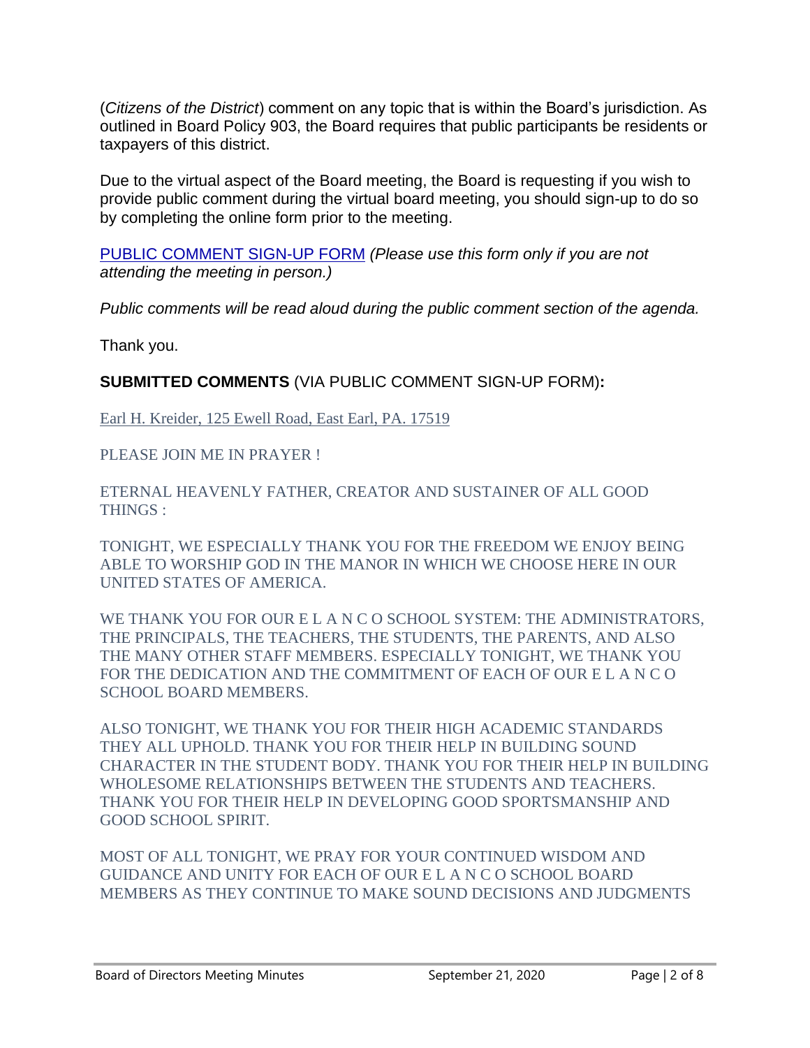(*Citizens of the District*) comment on any topic that is within the Board's jurisdiction. As outlined in Board Policy 903, the Board requires that public participants be residents or taxpayers of this district.

Due to the virtual aspect of the Board meeting, the Board is requesting if you wish to provide public comment during the virtual board meeting, you should sign-up to do so by completing the online form prior to the meeting.

PUBLIC COMMENT SIGN-UP FORM *(Please use this form only if you are not attending the meeting in person.)*

*Public comments will be read aloud during the public comment section of the agenda.*

Thank you.

**SUBMITTED COMMENTS** (VIA PUBLIC COMMENT SIGN-UP FORM)**:**

Earl H. Kreider, 125 Ewell Road, East Earl, PA. 17519

PLEASE JOIN ME IN PRAYER !

ETERNAL HEAVENLY FATHER, CREATOR AND SUSTAINER OF ALL GOOD THINGS :

TONIGHT, WE ESPECIALLY THANK YOU FOR THE FREEDOM WE ENJOY BEING ABLE TO WORSHIP GOD IN THE MANOR IN WHICH WE CHOOSE HERE IN OUR UNITED STATES OF AMERICA.

WE THANK YOU FOR OUR E L A N C O SCHOOL SYSTEM: THE ADMINISTRATORS, THE PRINCIPALS, THE TEACHERS, THE STUDENTS, THE PARENTS, AND ALSO THE MANY OTHER STAFF MEMBERS. ESPECIALLY TONIGHT, WE THANK YOU FOR THE DEDICATION AND THE COMMITMENT OF EACH OF OUR E L A N C O SCHOOL BOARD MEMBERS.

ALSO TONIGHT, WE THANK YOU FOR THEIR HIGH ACADEMIC STANDARDS THEY ALL UPHOLD. THANK YOU FOR THEIR HELP IN BUILDING SOUND CHARACTER IN THE STUDENT BODY. THANK YOU FOR THEIR HELP IN BUILDING WHOLESOME RELATIONSHIPS BETWEEN THE STUDENTS AND TEACHERS. THANK YOU FOR THEIR HELP IN DEVELOPING GOOD SPORTSMANSHIP AND GOOD SCHOOL SPIRIT.

MOST OF ALL TONIGHT, WE PRAY FOR YOUR CONTINUED WISDOM AND GUIDANCE AND UNITY FOR EACH OF OUR E L A N C O SCHOOL BOARD MEMBERS AS THEY CONTINUE TO MAKE SOUND DECISIONS AND JUDGMENTS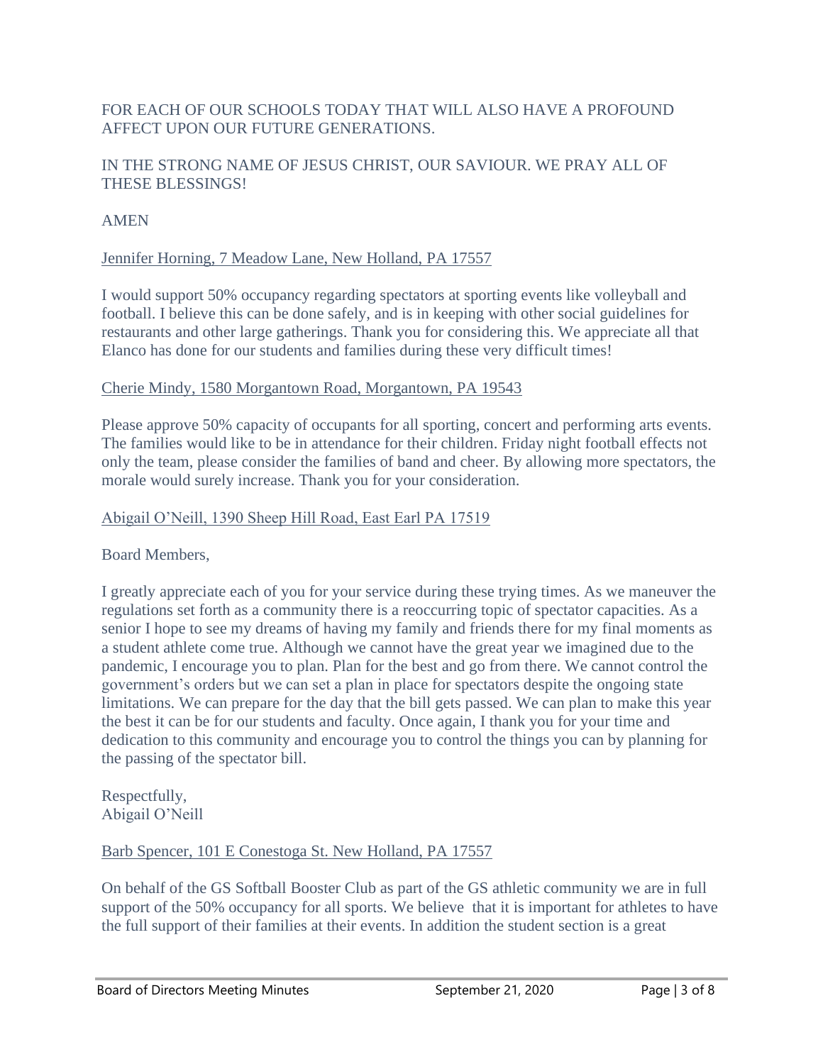FOR EACH OF OUR SCHOOLS TODAY THAT WILL ALSO HAVE A PROFOUND AFFECT UPON OUR FUTURE GENERATIONS.

IN THE STRONG NAME OF JESUS CHRIST, OUR SAVIOUR. WE PRAY ALL OF THESE BLESSINGS!

AMEN

Jennifer Horning, 7 Meadow Lane, New Holland, PA 17557

I would support 50% occupancy regarding spectators at sporting events like volleyball and football. I believe this can be done safely, and is in keeping with other social guidelines for restaurants and other large gatherings. Thank you for considering this. We appreciate all that Elanco has done for our students and families during these very difficult times!

Cherie Mindy, 1580 Morgantown Road, Morgantown, PA 19543

Please approve 50% capacity of occupants for all sporting, concert and performing arts events. The families would like to be in attendance for their children. Friday night football effects not only the team, please consider the families of band and cheer. By allowing more spectators, the morale would surely increase. Thank you for your consideration.

Abigail O'Neill, 1390 Sheep Hill Road, East Earl PA 17519

Board Members,

I greatly appreciate each of you for your service during these trying times. As we maneuver the regulations set forth as a community there is a reoccurring topic of spectator capacities. As a senior I hope to see my dreams of having my family and friends there for my final moments as a student athlete come true. Although we cannot have the great year we imagined due to the pandemic, I encourage you to plan. Plan for the best and go from there. We cannot control the government's orders but we can set a plan in place for spectators despite the ongoing state limitations. We can prepare for the day that the bill gets passed. We can plan to make this year the best it can be for our students and faculty. Once again, I thank you for your time and dedication to this community and encourage you to control the things you can by planning for the passing of the spectator bill.

Respectfully,
Abigail O'Neill

Barb Spencer, 101 E Conestoga St. New Holland, PA 17557

On behalf of the GS Softball Booster Club as part of the GS athletic community we are in full support of the 50% occupancy for all sports. We believe that it is important for athletes to have the full support of their families at their events. In addition the student section is a great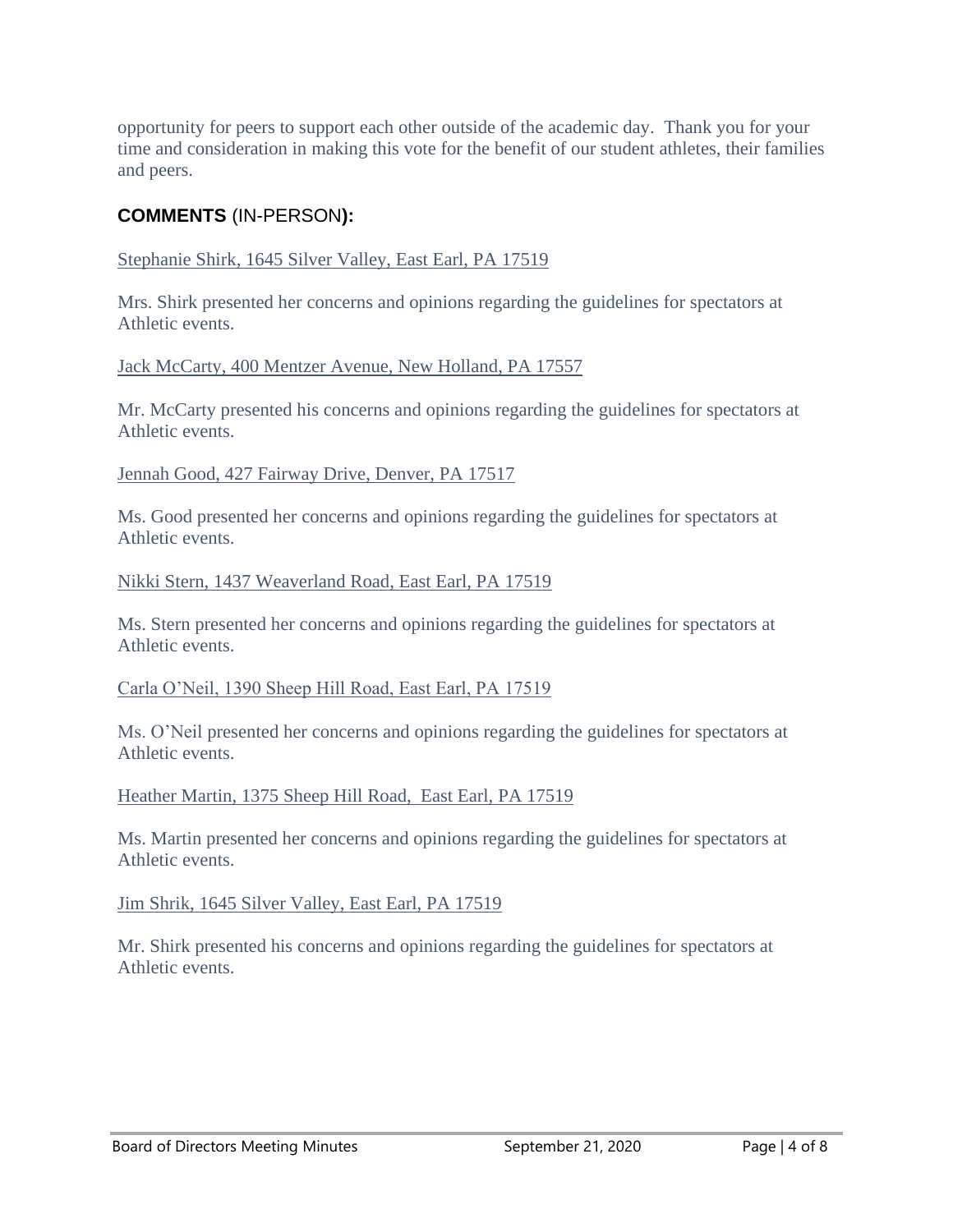opportunity for peers to support each other outside of the academic day. Thank you for your time and consideration in making this vote for the benefit of our student athletes, their families and peers.

## **COMMENTS** (IN-PERSON**):**

Stephanie Shirk, 1645 Silver Valley, East Earl, PA 17519

Mrs. Shirk presented her concerns and opinions regarding the guidelines for spectators at Athletic events.

Jack McCarty, 400 Mentzer Avenue, New Holland, PA 17557

Mr. McCarty presented his concerns and opinions regarding the guidelines for spectators at Athletic events.

Jennah Good, 427 Fairway Drive, Denver, PA 17517

Ms. Good presented her concerns and opinions regarding the guidelines for spectators at Athletic events.

Nikki Stern, 1437 Weaverland Road, East Earl, PA 17519

Ms. Stern presented her concerns and opinions regarding the guidelines for spectators at Athletic events.

Carla O'Neil, 1390 Sheep Hill Road, East Earl, PA 17519

Ms. O'Neil presented her concerns and opinions regarding the guidelines for spectators at Athletic events.

Heather Martin, 1375 Sheep Hill Road, East Earl, PA 17519

Ms. Martin presented her concerns and opinions regarding the guidelines for spectators at Athletic events.

Jim Shrik, 1645 Silver Valley, East Earl, PA 17519

Mr. Shirk presented his concerns and opinions regarding the guidelines for spectators at Athletic events.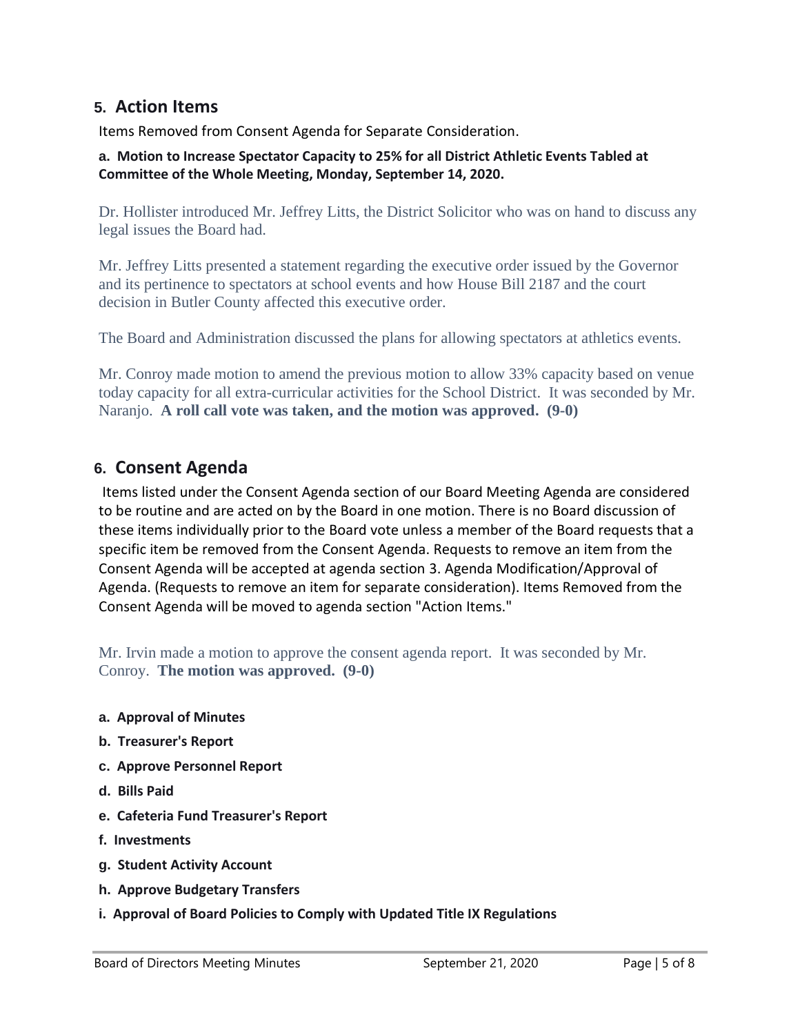## 5. Action Items

Items Removed from Consent Agenda for Separate Consideration.

**a. Motion to Increase Spectator Capacity to 25% for all District Athletic Events Tabled at Committee of the Whole Meeting, Monday, September 14, 2020.**

Dr. Hollister introduced Mr. Jeffrey Litts, the District Solicitor who was on hand to discuss any legal issues the Board had.

Mr. Jeffrey Litts presented a statement regarding the executive order issued by the Governor and its pertinence to spectators at school events and how House Bill 2187 and the court decision in Butler County affected this executive order.

The Board and Administration discussed the plans for allowing spectators at athletics events.

Mr. Conroy made motion to amend the previous motion to allow 33% capacity based on venue today capacity for all extra-curricular activities for the School District. It was seconded by Mr. Naranjo. **A roll call vote was taken, and the motion was approved. (9-0)**

## 6. Consent Agenda

Items listed under the Consent Agenda section of our Board Meeting Agenda are considered to be routine and are acted on by the Board in one motion. There is no Board discussion of these items individually prior to the Board vote unless a member of the Board requests that a specific item be removed from the Consent Agenda. Requests to remove an item from the Consent Agenda will be accepted at agenda section 3. Agenda Modification/Approval of Agenda. (Requests to remove an item for separate consideration). Items Removed from the Consent Agenda will be moved to agenda section "Action Items."

Mr. Irvin made a motion to approve the consent agenda report. It was seconded by Mr. Conroy. **The motion was approved. (9-0)**

- **a. Approval of Minutes**
- **b. Treasurer's Report**
- **c. Approve Personnel Report**
- **d. Bills Paid**
- **e. Cafeteria Fund Treasurer's Report**
- **f. Investments**
- **g. Student Activity Account**
- **h. Approve Budgetary Transfers**
- **i. Approval of Board Policies to Comply with Updated Title IX Regulations**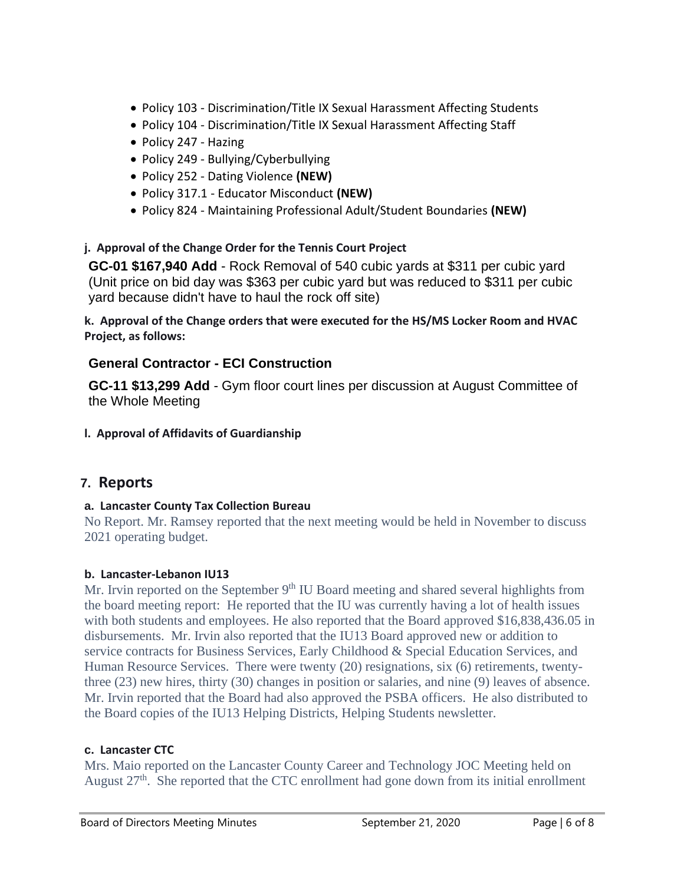- Policy 103 - Discrimination/Title IX Sexual Harassment Affecting Students
- Policy 104 - Discrimination/Title IX Sexual Harassment Affecting Staff
- Policy 247 - Hazing
- Policy 249 - Bullying/Cyberbullying
- Policy 252 - Dating Violence **(NEW)**
- Policy 317.1 - Educator Misconduct **(NEW)**
- Policy 824 - Maintaining Professional Adult/Student Boundaries **(NEW)**

**j. Approval of the Change Order for the Tennis Court Project**

**GC-01 $167,940 Add** - Rock Removal of 540 cubic yards at $311 per cubic yard (Unit price on bid day was $363 per cubic yard but was reduced to $311 per cubic yard because didn't have to haul the rock off site)

**k. Approval of the Change orders that were executed for the HS/MS Locker Room and HVAC Project, as follows:**

**General Contractor - ECI Construction**

**GC-11 $13,299 Add** - Gym floor court lines per discussion at August Committee of the Whole Meeting

**l. Approval of Affidavits of Guardianship**

## 7. Reports

**a. Lancaster County Tax Collection Bureau**

No Report. Mr. Ramsey reported that the next meeting would be held in November to discuss 2021 operating budget.

**b. Lancaster-Lebanon IU13**

Mr. Irvin reported on the September 9th IU Board meeting and shared several highlights from the board meeting report: He reported that the IU was currently having a lot of health issues with both students and employees. He also reported that the Board approved $16,838,436.05 in disbursements. Mr. Irvin also reported that the IU13 Board approved new or addition to service contracts for Business Services, Early Childhood & Special Education Services, and Human Resource Services. There were twenty (20) resignations, six (6) retirements, twenty-three (23) new hires, thirty (30) changes in position or salaries, and nine (9) leaves of absence. Mr. Irvin reported that the Board had also approved the PSBA officers. He also distributed to the Board copies of the IU13 Helping Districts, Helping Students newsletter.

**c. Lancaster CTC**

Mrs. Maio reported on the Lancaster County Career and Technology JOC Meeting held on August 27th. She reported that the CTC enrollment had gone down from its initial enrollment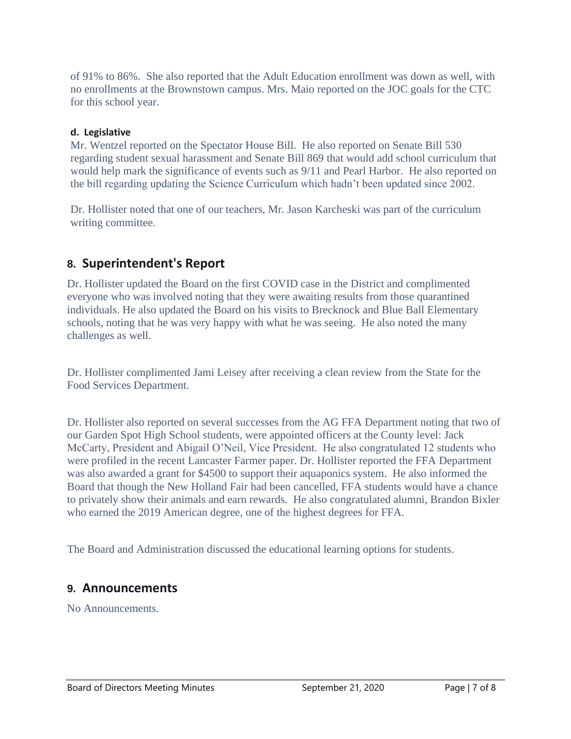of 91% to 86%. She also reported that the Adult Education enrollment was down as well, with no enrollments at the Brownstown campus. Mrs. Maio reported on the JOC goals for the CTC for this school year.

**d. Legislative**

Mr. Wentzel reported on the Spectator House Bill. He also reported on Senate Bill 530 regarding student sexual harassment and Senate Bill 869 that would add school curriculum that would help mark the significance of events such as 9/11 and Pearl Harbor. He also reported on the bill regarding updating the Science Curriculum which hadn't been updated since 2002.

Dr. Hollister noted that one of our teachers, Mr. Jason Karcheski was part of the curriculum writing committee.

## 8. Superintendent's Report

Dr. Hollister updated the Board on the first COVID case in the District and complimented everyone who was involved noting that they were awaiting results from those quarantined individuals. He also updated the Board on his visits to Brecknock and Blue Ball Elementary schools, noting that he was very happy with what he was seeing. He also noted the many challenges as well.

Dr. Hollister complimented Jami Leisey after receiving a clean review from the State for the Food Services Department.

Dr. Hollister also reported on several successes from the AG FFA Department noting that two of our Garden Spot High School students, were appointed officers at the County level: Jack McCarty, President and Abigail O'Neil, Vice President. He also congratulated 12 students who were profiled in the recent Lancaster Farmer paper. Dr. Hollister reported the FFA Department was also awarded a grant for $4500 to support their aquaponics system. He also informed the Board that though the New Holland Fair had been cancelled, FFA students would have a chance to privately show their animals and earn rewards. He also congratulated alumni, Brandon Bixler who earned the 2019 American degree, one of the highest degrees for FFA.

The Board and Administration discussed the educational learning options for students.

## 9. Announcements

No Announcements.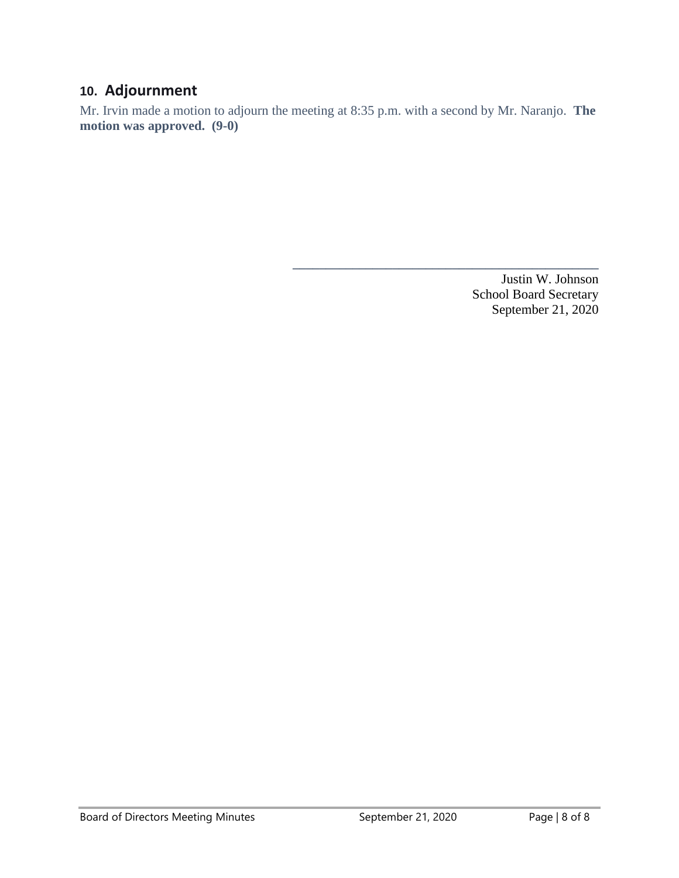## 10. Adjournment

Mr. Irvin made a motion to adjourn the meeting at 8:35 p.m. with a second by Mr. Naranjo. **The motion was approved. (9-0)**

\_\_\_\_\_\_\_\_\_\_\_\_\_\_\_\_\_\_\_\_\_\_\_\_\_\_\_\_\_\_\_\_\_\_\_\_\_\_\_\_

Justin W. Johnson
School Board Secretary
September 21, 2020